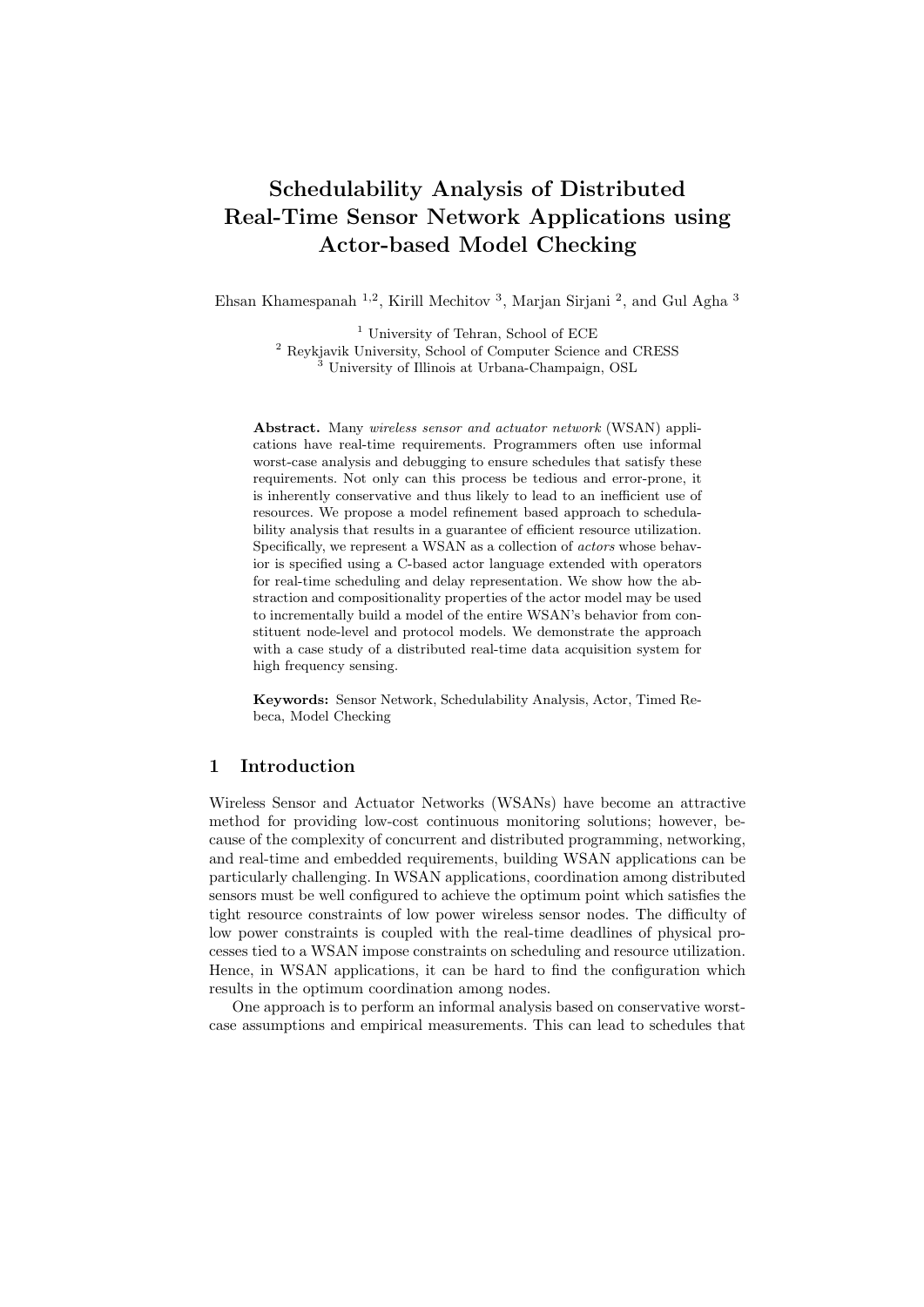# Schedulability Analysis of Distributed Real-Time Sensor Network Applications using Actor-based Model Checking

Ehsan Khamespanah [1,2], Kirill Mechitov [3], Marjan Sirjani [2], and Gul Agha [3]

[1] University of Tehran, School of ECE
[2] Reykjavik University, School of Computer Science and CRESS
[3] University of Illinois at Urbana-Champaign, OSL

**Abstract.** Many *wireless sensor and actuator network* (WSAN) applications have real-time requirements. Programmers often use informal worst-case analysis and debugging to ensure schedules that satisfy these requirements. Not only can this process be tedious and error-prone, it is inherently conservative and thus likely to lead to an inefficient use of resources. We propose a model refinement based approach to schedulability analysis that results in a guarantee of efficient resource utilization. Specifically, we represent a WSAN as a collection of *actors* whose behavior is specified using a C-based actor language extended with operators for real-time scheduling and delay representation. We show how the abstraction and compositionality properties of the actor model may be used to incrementally build a model of the entire WSAN's behavior from constituent node-level and protocol models. We demonstrate the approach with a case study of a distributed real-time data acquisition system for high frequency sensing.

**Keywords:** Sensor Network, Schedulability Analysis, Actor, Timed Rebeca, Model Checking

## 1 Introduction

Wireless Sensor and Actuator Networks (WSANs) have become an attractive method for providing low-cost continuous monitoring solutions; however, because of the complexity of concurrent and distributed programming, networking, and real-time and embedded requirements, building WSAN applications can be particularly challenging. In WSAN applications, coordination among distributed sensors must be well configured to achieve the optimum point which satisfies the tight resource constraints of low power wireless sensor nodes. The difficulty of low power constraints is coupled with the real-time deadlines of physical processes tied to a WSAN impose constraints on scheduling and resource utilization. Hence, in WSAN applications, it can be hard to find the configuration which results in the optimum coordination among nodes.

One approach is to perform an informal analysis based on conservative worst-case assumptions and empirical measurements. This can lead to schedules that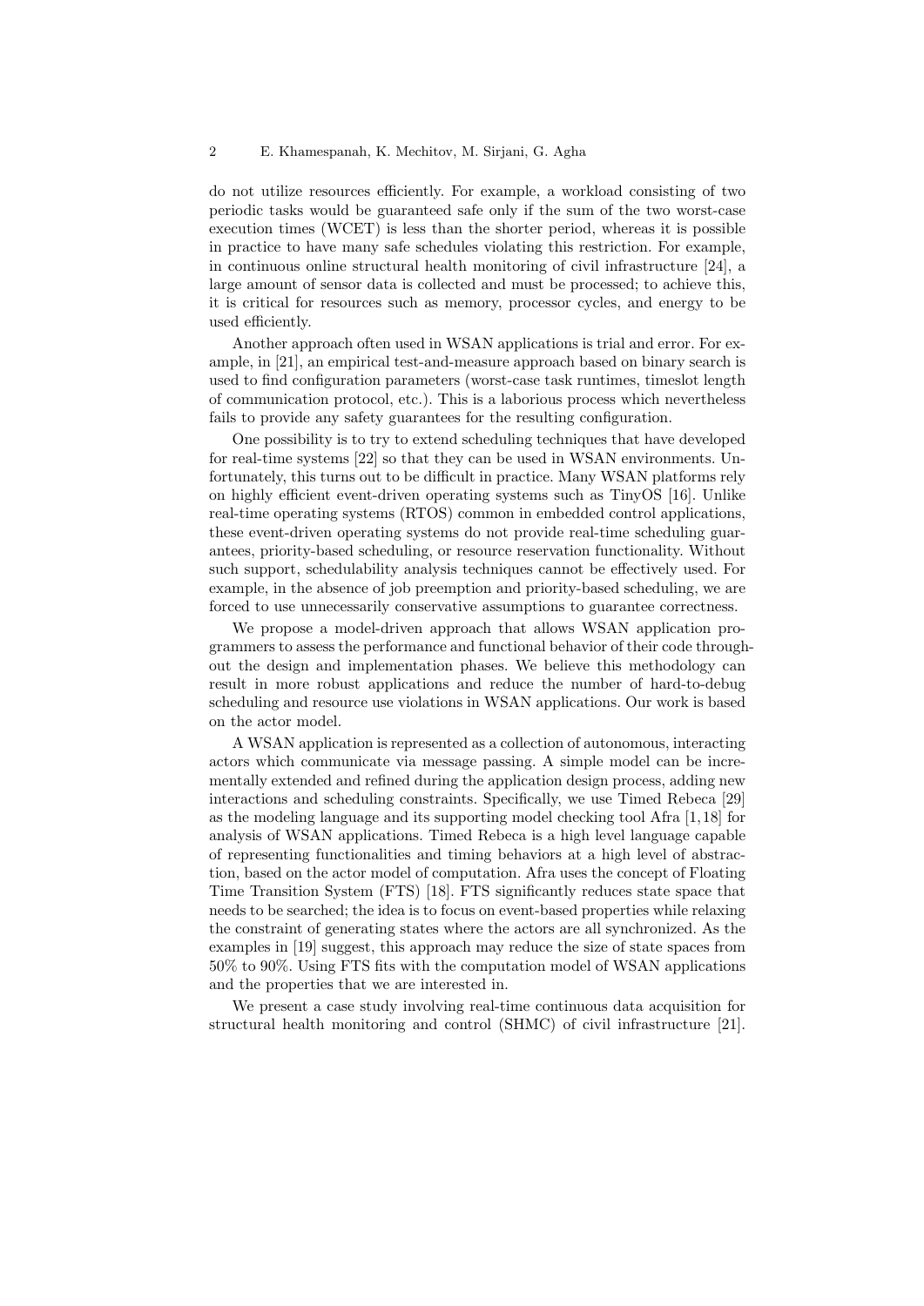do not utilize resources efficiently. For example, a workload consisting of two periodic tasks would be guaranteed safe only if the sum of the two worst-case execution times (WCET) is less than the shorter period, whereas it is possible in practice to have many safe schedules violating this restriction. For example, in continuous online structural health monitoring of civil infrastructure [24], a large amount of sensor data is collected and must be processed; to achieve this, it is critical for resources such as memory, processor cycles, and energy to be used efficiently.

Another approach often used in WSAN applications is trial and error. For example, in [21], an empirical test-and-measure approach based on binary search is used to find configuration parameters (worst-case task runtimes, timeslot length of communication protocol, etc.). This is a laborious process which nevertheless fails to provide any safety guarantees for the resulting configuration.

One possibility is to try to extend scheduling techniques that have developed for real-time systems [22] so that they can be used in WSAN environments. Unfortunately, this turns out to be difficult in practice. Many WSAN platforms rely on highly efficient event-driven operating systems such as TinyOS [16]. Unlike real-time operating systems (RTOS) common in embedded control applications, these event-driven operating systems do not provide real-time scheduling guarantees, priority-based scheduling, or resource reservation functionality. Without such support, schedulability analysis techniques cannot be effectively used. For example, in the absence of job preemption and priority-based scheduling, we are forced to use unnecessarily conservative assumptions to guarantee correctness.

We propose a model-driven approach that allows WSAN application programmers to assess the performance and functional behavior of their code throughout the design and implementation phases. We believe this methodology can result in more robust applications and reduce the number of hard-to-debug scheduling and resource use violations in WSAN applications. Our work is based on the actor model.

A WSAN application is represented as a collection of autonomous, interacting actors which communicate via message passing. A simple model can be incrementally extended and refined during the application design process, adding new interactions and scheduling constraints. Specifically, we use Timed Rebeca [29] as the modeling language and its supporting model checking tool Afra [1,18] for analysis of WSAN applications. Timed Rebeca is a high level language capable of representing functionalities and timing behaviors at a high level of abstraction, based on the actor model of computation. Afra uses the concept of Floating Time Transition System (FTS) [18]. FTS significantly reduces state space that needs to be searched; the idea is to focus on event-based properties while relaxing the constraint of generating states where the actors are all synchronized. As the examples in [19] suggest, this approach may reduce the size of state spaces from 50% to 90%. Using FTS fits with the computation model of WSAN applications and the properties that we are interested in.

We present a case study involving real-time continuous data acquisition for structural health monitoring and control (SHMC) of civil infrastructure [21].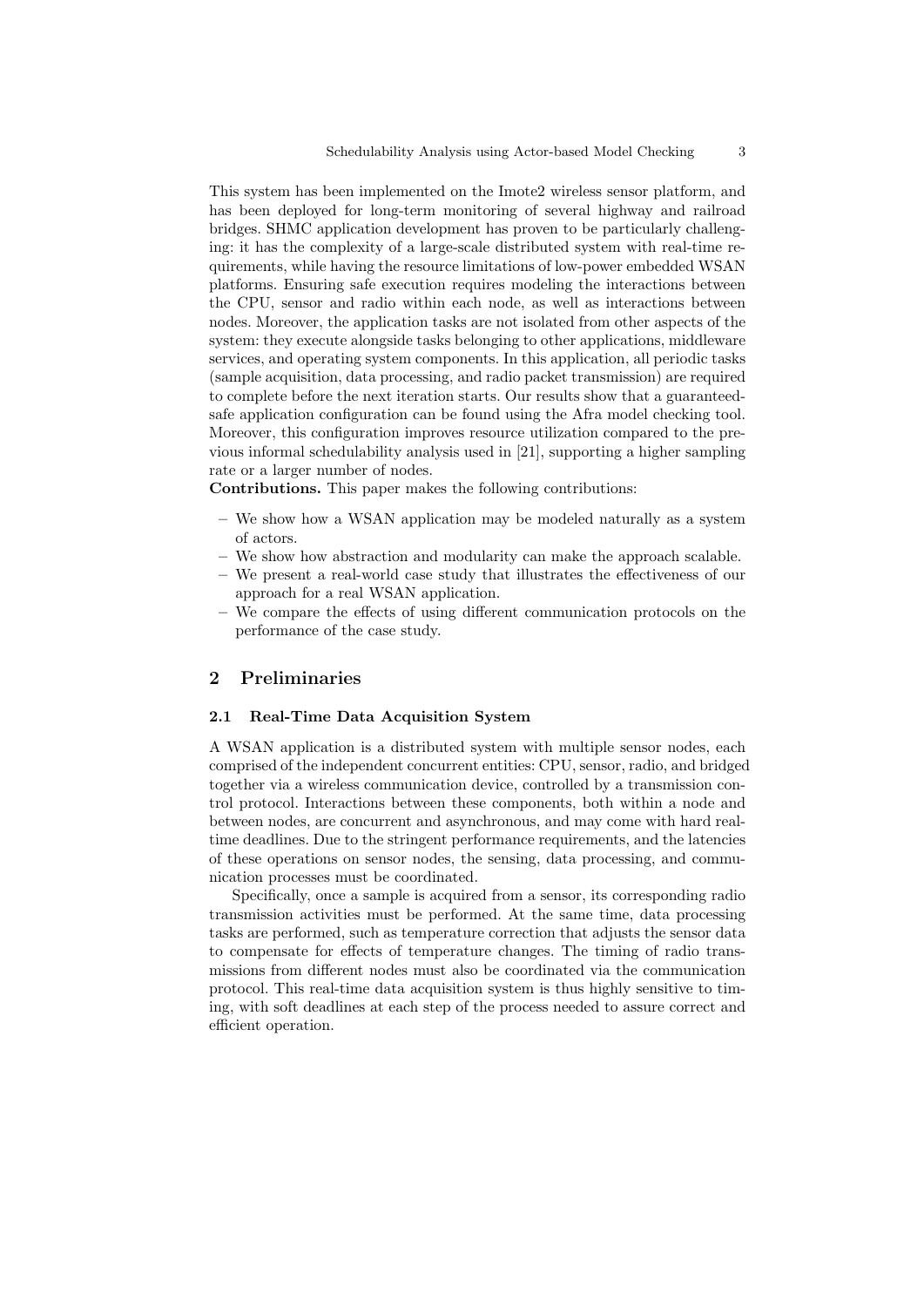This system has been implemented on the Imote2 wireless sensor platform, and has been deployed for long-term monitoring of several highway and railroad bridges. SHMC application development has proven to be particularly challenging: it has the complexity of a large-scale distributed system with real-time requirements, while having the resource limitations of low-power embedded WSAN platforms. Ensuring safe execution requires modeling the interactions between the CPU, sensor and radio within each node, as well as interactions between nodes. Moreover, the application tasks are not isolated from other aspects of the system: they execute alongside tasks belonging to other applications, middleware services, and operating system components. In this application, all periodic tasks (sample acquisition, data processing, and radio packet transmission) are required to complete before the next iteration starts. Our results show that a guaranteed-safe application configuration can be found using the Afra model checking tool. Moreover, this configuration improves resource utilization compared to the previous informal schedulability analysis used in [21], supporting a higher sampling rate or a larger number of nodes.

**Contributions.** This paper makes the following contributions:

- We show how a WSAN application may be modeled naturally as a system of actors.
- We show how abstraction and modularity can make the approach scalable.
- We present a real-world case study that illustrates the effectiveness of our approach for a real WSAN application.
- We compare the effects of using different communication protocols on the performance of the case study.

## 2 Preliminaries

### 2.1 Real-Time Data Acquisition System

A WSAN application is a distributed system with multiple sensor nodes, each comprised of the independent concurrent entities: CPU, sensor, radio, and bridged together via a wireless communication device, controlled by a transmission control protocol. Interactions between these components, both within a node and between nodes, are concurrent and asynchronous, and may come with hard real-time deadlines. Due to the stringent performance requirements, and the latencies of these operations on sensor nodes, the sensing, data processing, and communication processes must be coordinated.

Specifically, once a sample is acquired from a sensor, its corresponding radio transmission activities must be performed. At the same time, data processing tasks are performed, such as temperature correction that adjusts the sensor data to compensate for effects of temperature changes. The timing of radio transmissions from different nodes must also be coordinated via the communication protocol. This real-time data acquisition system is thus highly sensitive to timing, with soft deadlines at each step of the process needed to assure correct and efficient operation.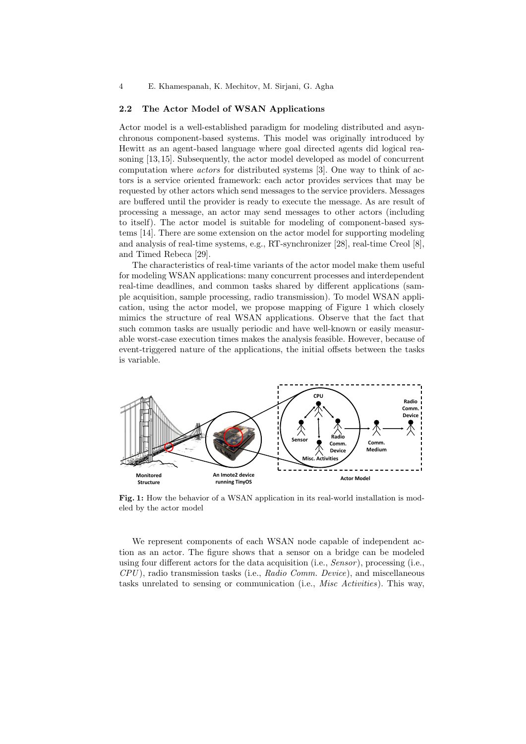### 2.2 The Actor Model of WSAN Applications

Actor model is a well-established paradigm for modeling distributed and asynchronous component-based systems. This model was originally introduced by Hewitt as an agent-based language where goal directed agents did logical reasoning [13, 15]. Subsequently, the actor model developed as model of concurrent computation where *actors* for distributed systems [3]. One way to think of actors is a service oriented framework: each actor provides services that may be requested by other actors which send messages to the service providers. Messages are buffered until the provider is ready to execute the message. As are result of processing a message, an actor may send messages to other actors (including to itself). The actor model is suitable for modeling of component-based systems [14]. There are some extension on the actor model for supporting modeling and analysis of real-time systems, e.g., RT-synchronizer [28], real-time Creol [8], and Timed Rebeca [29].

The characteristics of real-time variants of the actor model make them useful for modeling WSAN applications: many concurrent processes and interdependent real-time deadlines, and common tasks shared by different applications (sample acquisition, sample processing, radio transmission). To model WSAN application, using the actor model, we propose mapping of Figure 1 which closely mimics the structure of real WSAN applications. Observe that the fact that such common tasks are usually periodic and have well-known or easily measurable worst-case execution times makes the analysis feasible. However, because of event-triggered nature of the applications, the initial offsets between the tasks is variable.

**Fig. 1:** How the behavior of a WSAN application in its real-world installation is modeled by the actor model

We represent components of each WSAN node capable of independent action as an actor. The figure shows that a sensor on a bridge can be modeled using four different actors for the data acquisition (i.e., *Sensor*), processing (i.e., *CPU*), radio transmission tasks (i.e., *Radio Comm. Device*), and miscellaneous tasks unrelated to sensing or communication (i.e., *Misc Activities*). This way,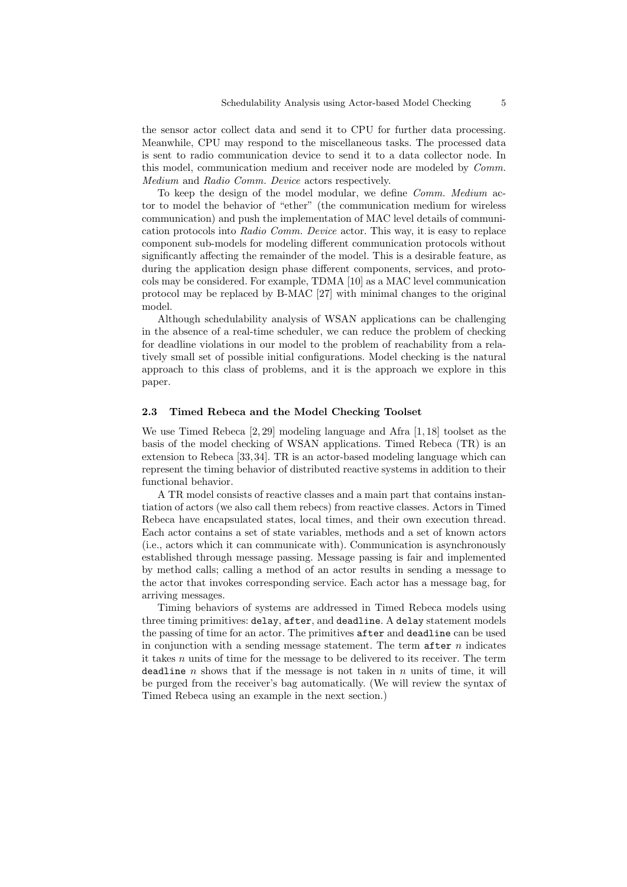the sensor actor collect data and send it to CPU for further data processing. Meanwhile, CPU may respond to the miscellaneous tasks. The processed data is sent to radio communication device to send it to a data collector node. In this model, communication medium and receiver node are modeled by *Comm. Medium* and *Radio Comm. Device* actors respectively.

To keep the design of the model modular, we define *Comm. Medium* actor to model the behavior of "ether" (the communication medium for wireless communication) and push the implementation of MAC level details of communication protocols into *Radio Comm. Device* actor. This way, it is easy to replace component sub-models for modeling different communication protocols without significantly affecting the remainder of the model. This is a desirable feature, as during the application design phase different components, services, and protocols may be considered. For example, TDMA [10] as a MAC level communication protocol may be replaced by B-MAC [27] with minimal changes to the original model.

Although schedulability analysis of WSAN applications can be challenging in the absence of a real-time scheduler, we can reduce the problem of checking for deadline violations in our model to the problem of reachability from a relatively small set of possible initial configurations. Model checking is the natural approach to this class of problems, and it is the approach we explore in this paper.

### 2.3 Timed Rebeca and the Model Checking Toolset

We use Timed Rebeca [2, 29] modeling language and Afra [1, 18] toolset as the basis of the model checking of WSAN applications. Timed Rebeca (TR) is an extension to Rebeca [33, 34]. TR is an actor-based modeling language which can represent the timing behavior of distributed reactive systems in addition to their functional behavior.

A TR model consists of reactive classes and a main part that contains instantiation of actors (we also call them rebecs) from reactive classes. Actors in Timed Rebeca have encapsulated states, local times, and their own execution thread. Each actor contains a set of state variables, methods and a set of known actors (i.e., actors which it can communicate with). Communication is asynchronously established through message passing. Message passing is fair and implemented by method calls; calling a method of an actor results in sending a message to the actor that invokes corresponding service. Each actor has a message bag, for arriving messages.

Timing behaviors of systems are addressed in Timed Rebeca models using three timing primitives: `delay`, `after`, and `deadline`. A `delay` statement models the passing of time for an actor. The primitives `after` and `deadline` can be used in conjunction with a sending message statement. The term `after` $n$ indicates it takes $n$ units of time for the message to be delivered to its receiver. The term `deadline` $n$ shows that if the message is not taken in $n$ units of time, it will be purged from the receiver's bag automatically. (We will review the syntax of Timed Rebeca using an example in the next section.)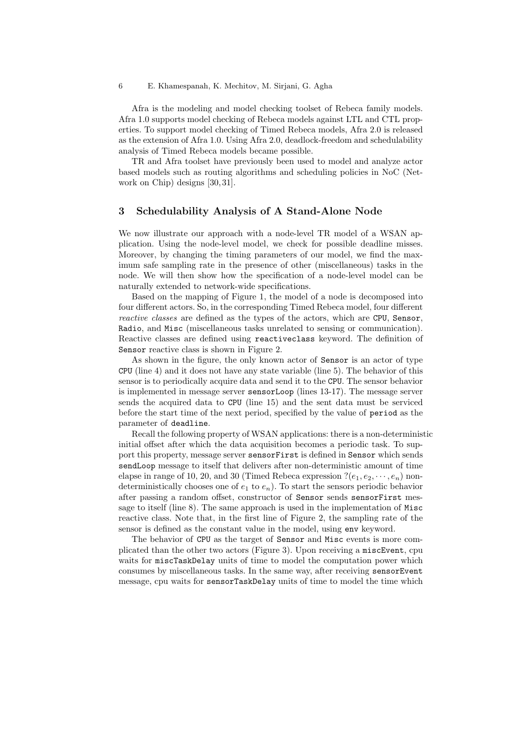Afra is the modeling and model checking toolset of Rebeca family models. Afra 1.0 supports model checking of Rebeca models against LTL and CTL properties. To support model checking of Timed Rebeca models, Afra 2.0 is released as the extension of Afra 1.0. Using Afra 2.0, deadlock-freedom and schedulability analysis of Timed Rebeca models became possible.

TR and Afra toolset have previously been used to model and analyze actor based models such as routing algorithms and scheduling policies in NoC (Network on Chip) designs [30, 31].

## 3 Schedulability Analysis of A Stand-Alone Node

We now illustrate our approach with a node-level TR model of a WSAN application. Using the node-level model, we check for possible deadline misses. Moreover, by changing the timing parameters of our model, we find the maximum safe sampling rate in the presence of other (miscellaneous) tasks in the node. We will then show how the specification of a node-level model can be naturally extended to network-wide specifications.

Based on the mapping of Figure 1, the model of a node is decomposed into four different actors. So, in the corresponding Timed Rebeca model, four different *reactive classes* are defined as the types of the actors, which are `CPU`, `Sensor`, `Radio`, and `Misc` (miscellaneous tasks unrelated to sensing or communication). Reactive classes are defined using `reactiveclass` keyword. The definition of `Sensor` reactive class is shown in Figure 2.

As shown in the figure, the only known actor of `Sensor` is an actor of type `CPU` (line 4) and it does not have any state variable (line 5). The behavior of this sensor is to periodically acquire data and send it to the `CPU`. The sensor behavior is implemented in message server `sensorLoop` (lines 13-17). The message server sends the acquired data to `CPU` (line 15) and the sent data must be serviced before the start time of the next period, specified by the value of `period` as the parameter of `deadline`.

Recall the following property of WSAN applications: there is a non-deterministic initial offset after which the data acquisition becomes a periodic task. To support this property, message server `sensorFirst` is defined in `Sensor` which sends `sendLoop` message to itself that delivers after non-deterministic amount of time elapse in range of 10, 20, and 30 (Timed Rebeca expression $?(e_1, e_2, \cdots, e_n)$ non-deterministically chooses one of $e_1$ to $e_n$). To start the sensors periodic behavior after passing a random offset, constructor of `Sensor` sends `sensorFirst` message to itself (line 8). The same approach is used in the implementation of `Misc` reactive class. Note that, in the first line of Figure 2, the sampling rate of the sensor is defined as the constant value in the model, using `env` keyword.

The behavior of `CPU` as the target of `Sensor` and `Misc` events is more complicated than the other two actors (Figure 3). Upon receiving a `miscEvent`, cpu waits for `miscTaskDelay` units of time to model the computation power which consumes by miscellaneous tasks. In the same way, after receiving `sensorEvent` message, cpu waits for `sensorTaskDelay` units of time to model the time which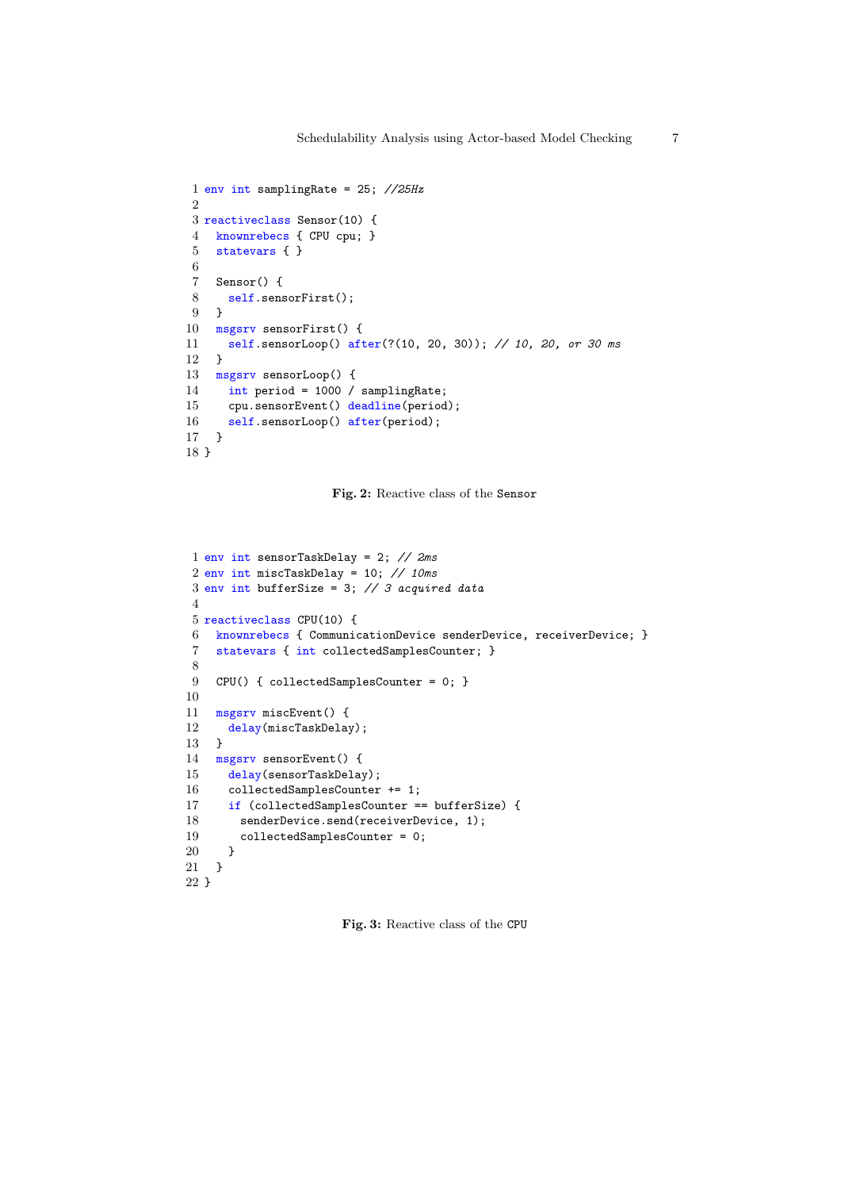```
1 env int samplingRate = 25; //25Hz
2
3 reactiveclass Sensor(10) {
4   knownrebecs { CPU cpu; }
5   statevars { }
6
7   Sensor() {
8     self.sensorFirst();
9   }
10  msgsrv sensorFirst() {
11    self.sensorLoop() after(?(10, 20, 30)); // 10, 20, or 30 ms
12  }
13  msgsrv sensorLoop() {
14    int period = 1000 / samplingRate;
15    cpu.sensorEvent() deadline(period);
16    self.sensorLoop() after(period);
17  }
18 }
```

**Fig. 2:** Reactive class of the `Sensor`

```
1 env int sensorTaskDelay = 2; // 2ms
2 env int miscTaskDelay = 10; // 10ms
3 env int bufferSize = 3; // 3 acquired data
4
5 reactiveclass CPU(10) {
6   knownrebecs { CommunicationDevice senderDevice, receiverDevice; }
7   statevars { int collectedSamplesCounter; }
8
9   CPU() { collectedSamplesCounter = 0; }
10
11  msgsrv miscEvent() {
12    delay(miscTaskDelay);
13  }
14  msgsrv sensorEvent() {
15    delay(sensorTaskDelay);
16    collectedSamplesCounter += 1;
17    if (collectedSamplesCounter == bufferSize) {
18      senderDevice.send(receiverDevice, 1);
19      collectedSamplesCounter = 0;
20    }
21  }
22 }
```

**Fig. 3:** Reactive class of the `CPU`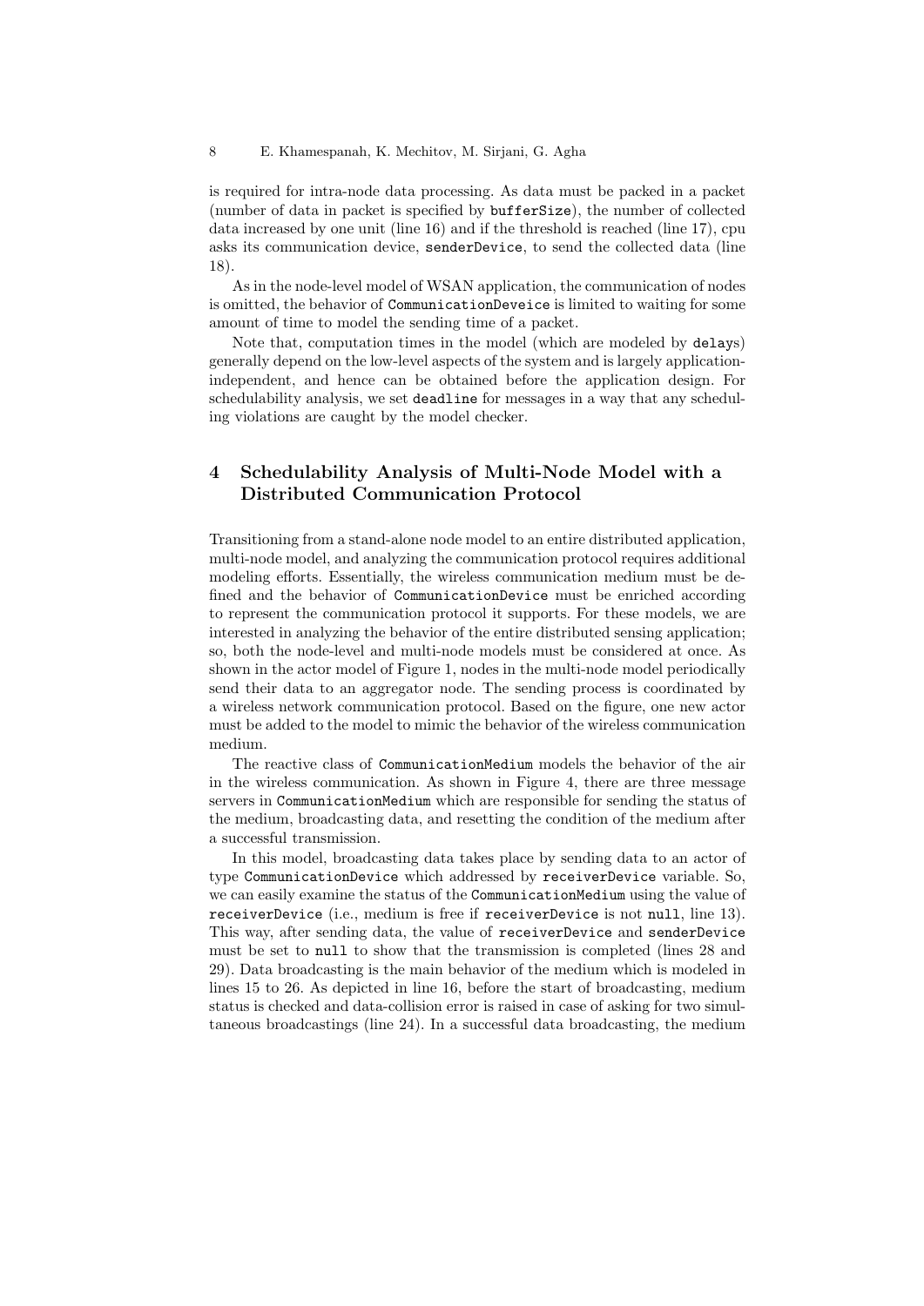is required for intra-node data processing. As data must be packed in a packet (number of data in packet is specified by `bufferSize`), the number of collected data increased by one unit (line 16) and if the threshold is reached (line 17), cpu asks its communication device, `senderDevice`, to send the collected data (line 18).

As in the node-level model of WSAN application, the communication of nodes is omitted, the behavior of `CommunicationDeveice` is limited to waiting for some amount of time to model the sending time of a packet.

Note that, computation times in the model (which are modeled by `delay`s) generally depend on the low-level aspects of the system and is largely application-independent, and hence can be obtained before the application design. For schedulability analysis, we set `deadline` for messages in a way that any scheduling violations are caught by the model checker.

## 4 Schedulability Analysis of Multi-Node Model with a Distributed Communication Protocol

Transitioning from a stand-alone node model to an entire distributed application, multi-node model, and analyzing the communication protocol requires additional modeling efforts. Essentially, the wireless communication medium must be defined and the behavior of `CommunicationDevice` must be enriched according to represent the communication protocol it supports. For these models, we are interested in analyzing the behavior of the entire distributed sensing application; so, both the node-level and multi-node models must be considered at once. As shown in the actor model of Figure 1, nodes in the multi-node model periodically send their data to an aggregator node. The sending process is coordinated by a wireless network communication protocol. Based on the figure, one new actor must be added to the model to mimic the behavior of the wireless communication medium.

The reactive class of `CommunicationMedium` models the behavior of the air in the wireless communication. As shown in Figure 4, there are three message servers in `CommunicationMedium` which are responsible for sending the status of the medium, broadcasting data, and resetting the condition of the medium after a successful transmission.

In this model, broadcasting data takes place by sending data to an actor of type `CommunicationDevice` which addressed by `receiverDevice` variable. So, we can easily examine the status of the `CommunicationMedium` using the value of `receiverDevice` (i.e., medium is free if `receiverDevice` is not `null`, line 13). This way, after sending data, the value of `receiverDevice` and `senderDevice` must be set to `null` to show that the transmission is completed (lines 28 and 29). Data broadcasting is the main behavior of the medium which is modeled in lines 15 to 26. As depicted in line 16, before the start of broadcasting, medium status is checked and data-collision error is raised in case of asking for two simultaneous broadcastings (line 24). In a successful data broadcasting, the medium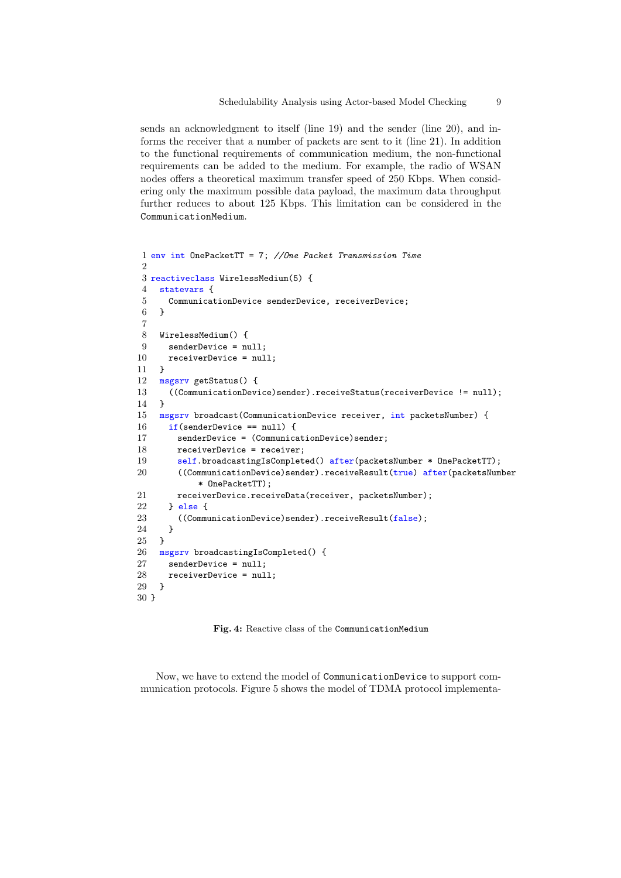sends an acknowledgment to itself (line 19) and the sender (line 20), and informs the receiver that a number of packets are sent to it (line 21). In addition to the functional requirements of communication medium, the non-functional requirements can be added to the medium. For example, the radio of WSAN nodes offers a theoretical maximum transfer speed of 250 Kbps. When considering only the maximum possible data payload, the maximum data throughput further reduces to about 125 Kbps. This limitation can be considered in the `CommunicationMedium`.

```
1 env int OnePacketTT = 7; //One Packet Transmission Time
2
3 reactiveclass WirelessMedium(5) {
4   statevars {
5     CommunicationDevice senderDevice, receiverDevice;
6   }
7
8   WirelessMedium() {
9     senderDevice = null;
10    receiverDevice = null;
11  }
12  msgsrv getStatus() {
13    ((CommunicationDevice)sender).receiveStatus(receiverDevice != null);
14  }
15  msgsrv broadcast(CommunicationDevice receiver, int packetsNumber) {
16    if(senderDevice == null) {
17      senderDevice = (CommunicationDevice)sender;
18      receiverDevice = receiver;
19      self.broadcastingIsCompleted() after(packetsNumber * OnePacketTT);
20      ((CommunicationDevice)sender).receiveResult(true) after(packetsNumber
          * OnePacketTT);
21      receiverDevice.receiveData(receiver, packetsNumber);
22    } else {
23      ((CommunicationDevice)sender).receiveResult(false);
24    }
25  }
26  msgsrv broadcastingIsCompleted() {
27    senderDevice = null;
28    receiverDevice = null;
29  }
30 }
```

**Fig. 4:** Reactive class of the `CommunicationMedium`

Now, we have to extend the model of `CommunicationDevice` to support communication protocols. Figure 5 shows the model of TDMA protocol implementa-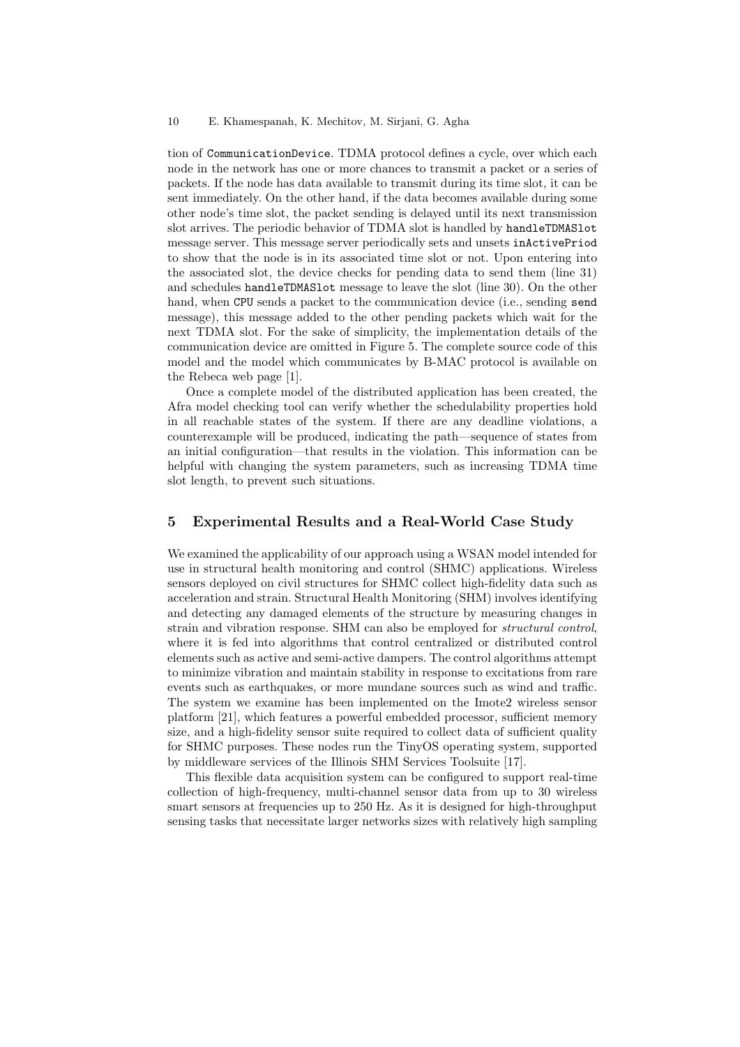tion of `CommunicationDevice`. TDMA protocol defines a cycle, over which each node in the network has one or more chances to transmit a packet or a series of packets. If the node has data available to transmit during its time slot, it can be sent immediately. On the other hand, if the data becomes available during some other node's time slot, the packet sending is delayed until its next transmission slot arrives. The periodic behavior of TDMA slot is handled by `handleTDMASlot` message server. This message server periodically sets and unsets `inActivePriod` to show that the node is in its associated time slot or not. Upon entering into the associated slot, the device checks for pending data to send them (line 31) and schedules `handleTDMASlot` message to leave the slot (line 30). On the other hand, when `CPU` sends a packet to the communication device (i.e., sending `send` message), this message added to the other pending packets which wait for the next TDMA slot. For the sake of simplicity, the implementation details of the communication device are omitted in Figure 5. The complete source code of this model and the model which communicates by B-MAC protocol is available on the Rebeca web page [1].

Once a complete model of the distributed application has been created, the Afra model checking tool can verify whether the schedulability properties hold in all reachable states of the system. If there are any deadline violations, a counterexample will be produced, indicating the path—sequence of states from an initial configuration—that results in the violation. This information can be helpful with changing the system parameters, such as increasing TDMA time slot length, to prevent such situations.

## 5 Experimental Results and a Real-World Case Study

We examined the applicability of our approach using a WSAN model intended for use in structural health monitoring and control (SHMC) applications. Wireless sensors deployed on civil structures for SHMC collect high-fidelity data such as acceleration and strain. Structural Health Monitoring (SHM) involves identifying and detecting any damaged elements of the structure by measuring changes in strain and vibration response. SHM can also be employed for *structural control*, where it is fed into algorithms that control centralized or distributed control elements such as active and semi-active dampers. The control algorithms attempt to minimize vibration and maintain stability in response to excitations from rare events such as earthquakes, or more mundane sources such as wind and traffic. The system we examine has been implemented on the Imote2 wireless sensor platform [21], which features a powerful embedded processor, sufficient memory size, and a high-fidelity sensor suite required to collect data of sufficient quality for SHMC purposes. These nodes run the TinyOS operating system, supported by middleware services of the Illinois SHM Services Toolsuite [17].

This flexible data acquisition system can be configured to support real-time collection of high-frequency, multi-channel sensor data from up to 30 wireless smart sensors at frequencies up to 250 Hz. As it is designed for high-throughput sensing tasks that necessitate larger networks sizes with relatively high sampling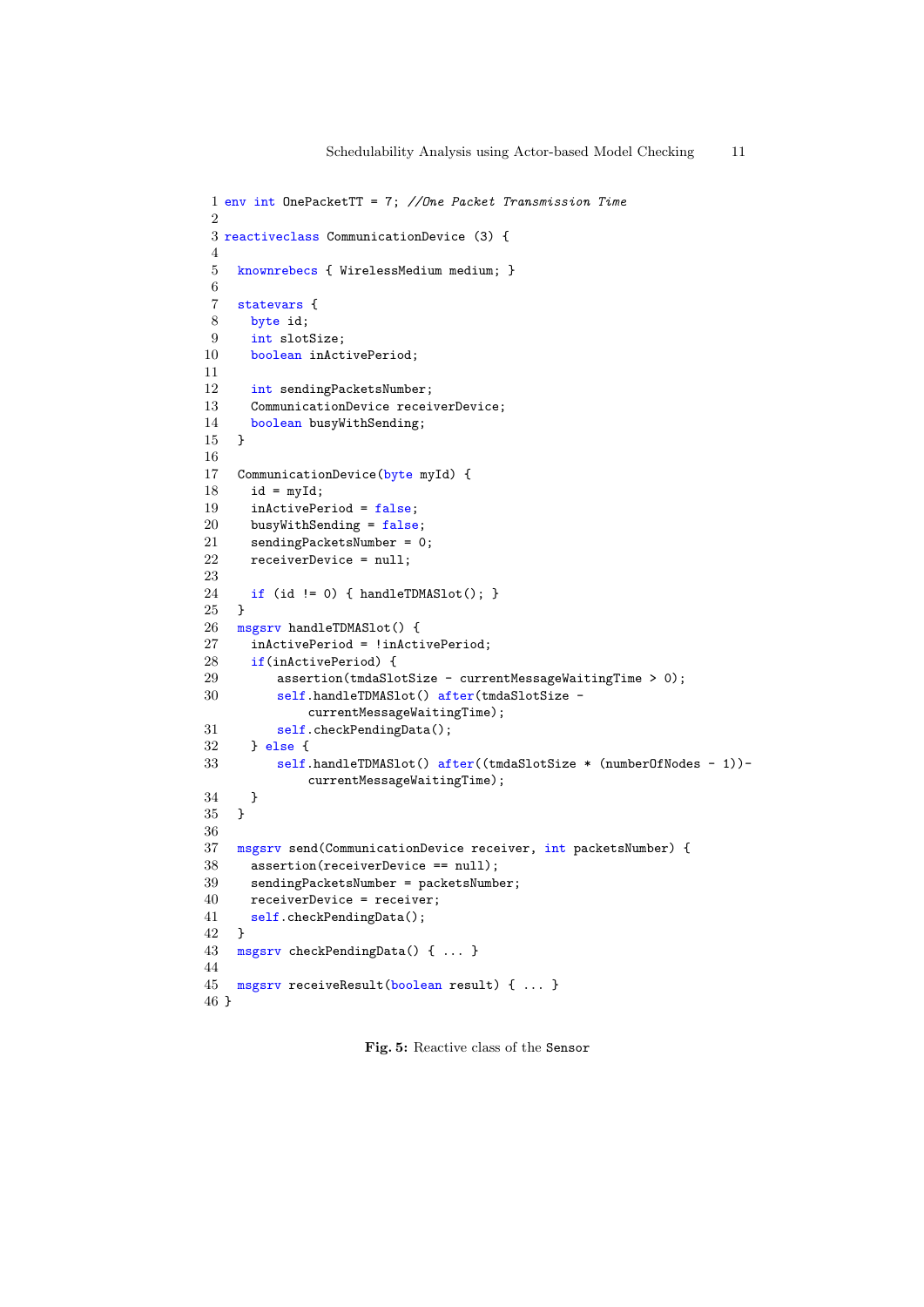```
1 env int OnePacketTT = 7; //One Packet Transmission Time
2
3 reactiveclass CommunicationDevice (3) {
4
5   knownrebecs { WirelessMedium medium; }
6
7   statevars {
8     byte id;
9     int slotSize;
10    boolean inActivePeriod;
11
12    int sendingPacketsNumber;
13    CommunicationDevice receiverDevice;
14    boolean busyWithSending;
15  }
16
17  CommunicationDevice(byte myId) {
18    id = myId;
19    inActivePeriod = false;
20    busyWithSending = false;
21    sendingPacketsNumber = 0;
22    receiverDevice = null;
23
24    if (id != 0) { handleTDMASlot(); }
25  }
26  msgsrv handleTDMASlot() {
27    inActivePeriod = !inActivePeriod;
28    if(inActivePeriod) {
29        assertion(tmdaSlotSize - currentMessageWaitingTime > 0);
30        self.handleTDMASlot() after(tmdaSlotSize -
              currentMessageWaitingTime);
31        self.checkPendingData();
32    } else {
33        self.handleTDMASlot() after((tmdaSlotSize * (numberOfNodes - 1))-
              currentMessageWaitingTime);
34    }
35  }
36
37  msgsrv send(CommunicationDevice receiver, int packetsNumber) {
38    assertion(receiverDevice == null);
39    sendingPacketsNumber = packetsNumber;
40    receiverDevice = receiver;
41    self.checkPendingData();
42  }
43  msgsrv checkPendingData() { ... }
44
45  msgsrv receiveResult(boolean result) { ... }
46 }
```

**Fig. 5:** Reactive class of the Sensor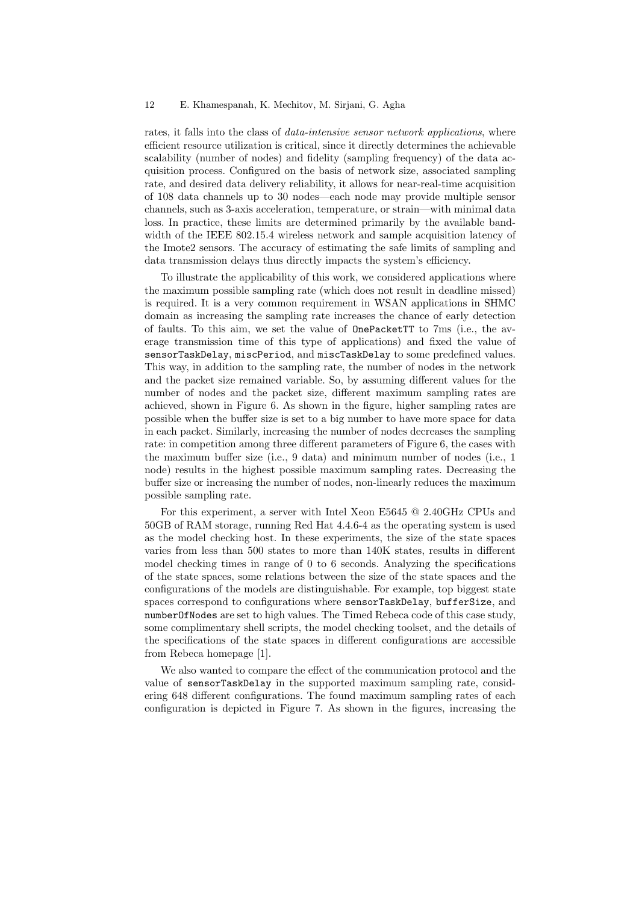rates, it falls into the class of *data-intensive sensor network applications*, where efficient resource utilization is critical, since it directly determines the achievable scalability (number of nodes) and fidelity (sampling frequency) of the data acquisition process. Configured on the basis of network size, associated sampling rate, and desired data delivery reliability, it allows for near-real-time acquisition of 108 data channels up to 30 nodes—each node may provide multiple sensor channels, such as 3-axis acceleration, temperature, or strain—with minimal data loss. In practice, these limits are determined primarily by the available bandwidth of the IEEE 802.15.4 wireless network and sample acquisition latency of the Imote2 sensors. The accuracy of estimating the safe limits of sampling and data transmission delays thus directly impacts the system's efficiency.

To illustrate the applicability of this work, we considered applications where the maximum possible sampling rate (which does not result in deadline missed) is required. It is a very common requirement in WSAN applications in SHMC domain as increasing the sampling rate increases the chance of early detection of faults. To this aim, we set the value of `OnePacketTT` to 7ms (i.e., the average transmission time of this type of applications) and fixed the value of `sensorTaskDelay`, `miscPeriod`, and `miscTaskDelay` to some predefined values. This way, in addition to the sampling rate, the number of nodes in the network and the packet size remained variable. So, by assuming different values for the number of nodes and the packet size, different maximum sampling rates are achieved, shown in Figure 6. As shown in the figure, higher sampling rates are possible when the buffer size is set to a big number to have more space for data in each packet. Similarly, increasing the number of nodes decreases the sampling rate: in competition among three different parameters of Figure 6, the cases with the maximum buffer size (i.e., 9 data) and minimum number of nodes (i.e., 1 node) results in the highest possible maximum sampling rates. Decreasing the buffer size or increasing the number of nodes, non-linearly reduces the maximum possible sampling rate.

For this experiment, a server with Intel Xeon E5645 @ 2.40GHz CPUs and 50GB of RAM storage, running Red Hat 4.4.6-4 as the operating system is used as the model checking host. In these experiments, the size of the state spaces varies from less than 500 states to more than 140K states, results in different model checking times in range of 0 to 6 seconds. Analyzing the specifications of the state spaces, some relations between the size of the state spaces and the configurations of the models are distinguishable. For example, top biggest state spaces correspond to configurations where `sensorTaskDelay`, `bufferSize`, and `numberOfNodes` are set to high values. The Timed Rebeca code of this case study, some complimentary shell scripts, the model checking toolset, and the details of the specifications of the state spaces in different configurations are accessible from Rebeca homepage [1].

We also wanted to compare the effect of the communication protocol and the value of `sensorTaskDelay` in the supported maximum sampling rate, considering 648 different configurations. The found maximum sampling rates of each configuration is depicted in Figure 7. As shown in the figures, increasing the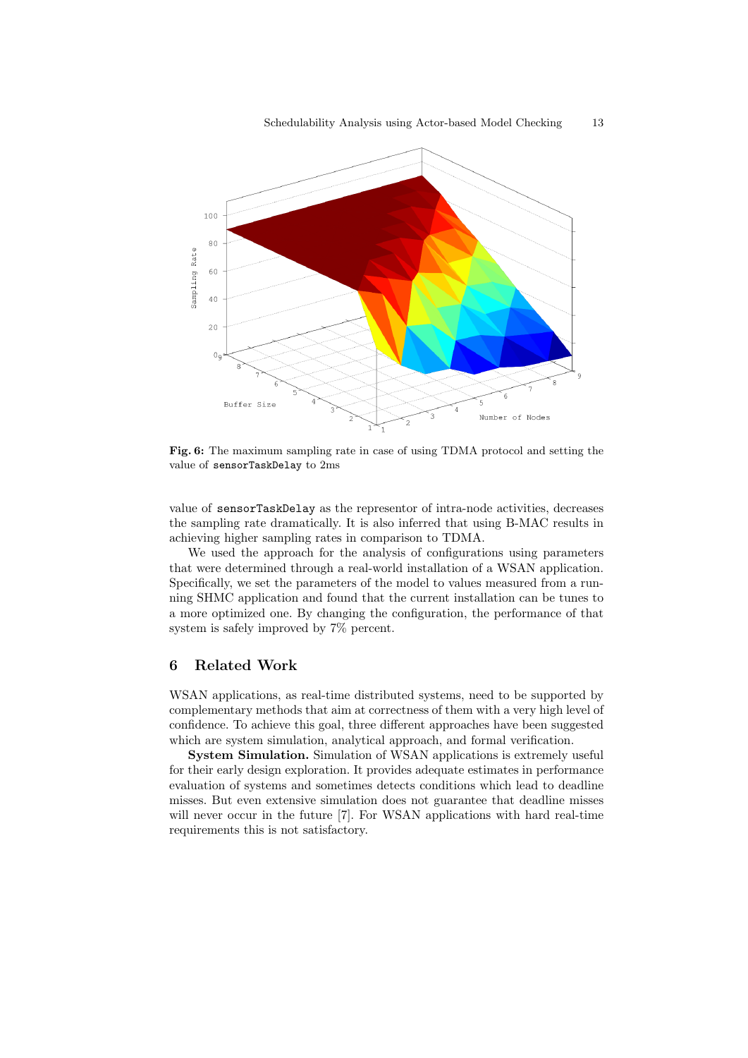**Fig. 6:** The maximum sampling rate in case of using TDMA protocol and setting the value of `sensorTaskDelay` to 2ms

value of `sensorTaskDelay` as the representor of intra-node activities, decreases the sampling rate dramatically. It is also inferred that using B-MAC results in achieving higher sampling rates in comparison to TDMA.

We used the approach for the analysis of configurations using parameters that were determined through a real-world installation of a WSAN application. Specifically, we set the parameters of the model to values measured from a running SHMC application and found that the current installation can be tunes to a more optimized one. By changing the configuration, the performance of that system is safely improved by 7% percent.

## 6 Related Work

WSAN applications, as real-time distributed systems, need to be supported by complementary methods that aim at correctness of them with a very high level of confidence. To achieve this goal, three different approaches have been suggested which are system simulation, analytical approach, and formal verification.

**System Simulation.** Simulation of WSAN applications is extremely useful for their early design exploration. It provides adequate estimates in performance evaluation of systems and sometimes detects conditions which lead to deadline misses. But even extensive simulation does not guarantee that deadline misses will never occur in the future [7]. For WSAN applications with hard real-time requirements this is not satisfactory.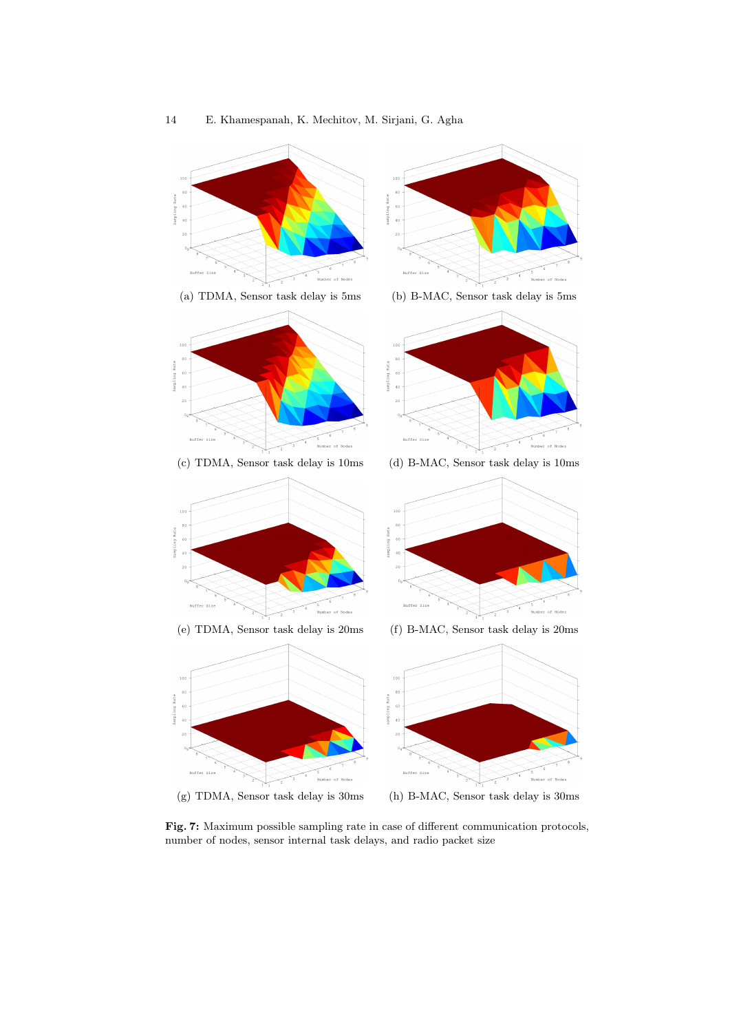(a) TDMA, Sensor task delay is 5ms

(b) B-MAC, Sensor task delay is 5ms

(c) TDMA, Sensor task delay is 10ms

(d) B-MAC, Sensor task delay is 10ms

(e) TDMA, Sensor task delay is 20ms

(f) B-MAC, Sensor task delay is 20ms

(g) TDMA, Sensor task delay is 30ms

(h) B-MAC, Sensor task delay is 30ms

**Fig. 7:** Maximum possible sampling rate in case of different communication protocols, number of nodes, sensor internal task delays, and radio packet size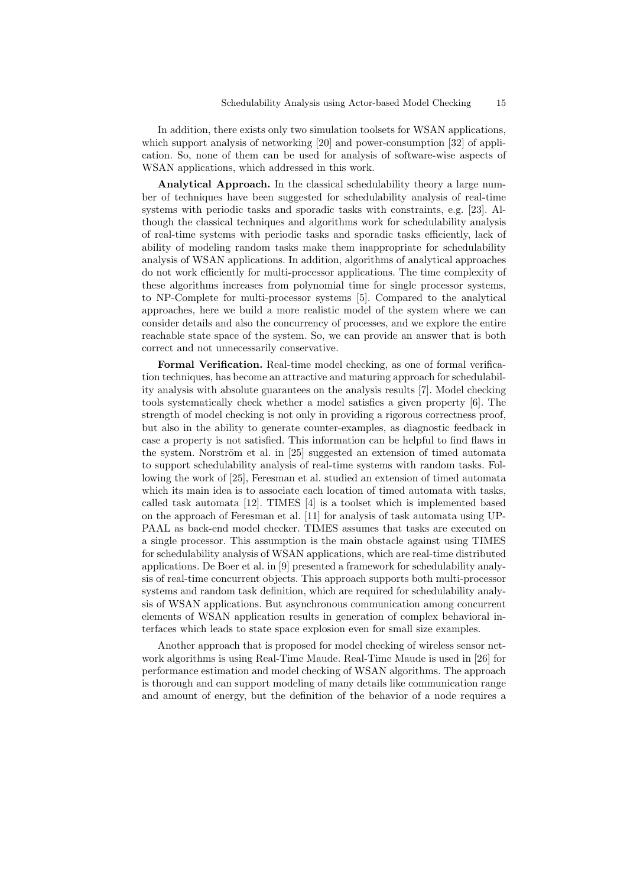In addition, there exists only two simulation toolsets for WSAN applications, which support analysis of networking [20] and power-consumption [32] of application. So, none of them can be used for analysis of software-wise aspects of WSAN applications, which addressed in this work.

**Analytical Approach.** In the classical schedulability theory a large number of techniques have been suggested for schedulability analysis of real-time systems with periodic tasks and sporadic tasks with constraints, e.g. [23]. Although the classical techniques and algorithms work for schedulability analysis of real-time systems with periodic tasks and sporadic tasks efficiently, lack of ability of modeling random tasks make them inappropriate for schedulability analysis of WSAN applications. In addition, algorithms of analytical approaches do not work efficiently for multi-processor applications. The time complexity of these algorithms increases from polynomial time for single processor systems, to NP-Complete for multi-processor systems [5]. Compared to the analytical approaches, here we build a more realistic model of the system where we can consider details and also the concurrency of processes, and we explore the entire reachable state space of the system. So, we can provide an answer that is both correct and not unnecessarily conservative.

**Formal Verification.** Real-time model checking, as one of formal verification techniques, has become an attractive and maturing approach for schedulability analysis with absolute guarantees on the analysis results [7]. Model checking tools systematically check whether a model satisfies a given property [6]. The strength of model checking is not only in providing a rigorous correctness proof, but also in the ability to generate counter-examples, as diagnostic feedback in case a property is not satisfied. This information can be helpful to find flaws in the system. Norström et al. in [25] suggested an extension of timed automata to support schedulability analysis of real-time systems with random tasks. Following the work of [25], Feresman et al. studied an extension of timed automata which its main idea is to associate each location of timed automata with tasks, called task automata [12]. TIMES [4] is a toolset which is implemented based on the approach of Feresman et al. [11] for analysis of task automata using UPPAAL as back-end model checker. TIMES assumes that tasks are executed on a single processor. This assumption is the main obstacle against using TIMES for schedulability analysis of WSAN applications, which are real-time distributed applications. De Boer et al. in [9] presented a framework for schedulability analysis of real-time concurrent objects. This approach supports both multi-processor systems and random task definition, which are required for schedulability analysis of WSAN applications. But asynchronous communication among concurrent elements of WSAN application results in generation of complex behavioral interfaces which leads to state space explosion even for small size examples.

Another approach that is proposed for model checking of wireless sensor network algorithms is using Real-Time Maude. Real-Time Maude is used in [26] for performance estimation and model checking of WSAN algorithms. The approach is thorough and can support modeling of many details like communication range and amount of energy, but the definition of the behavior of a node requires a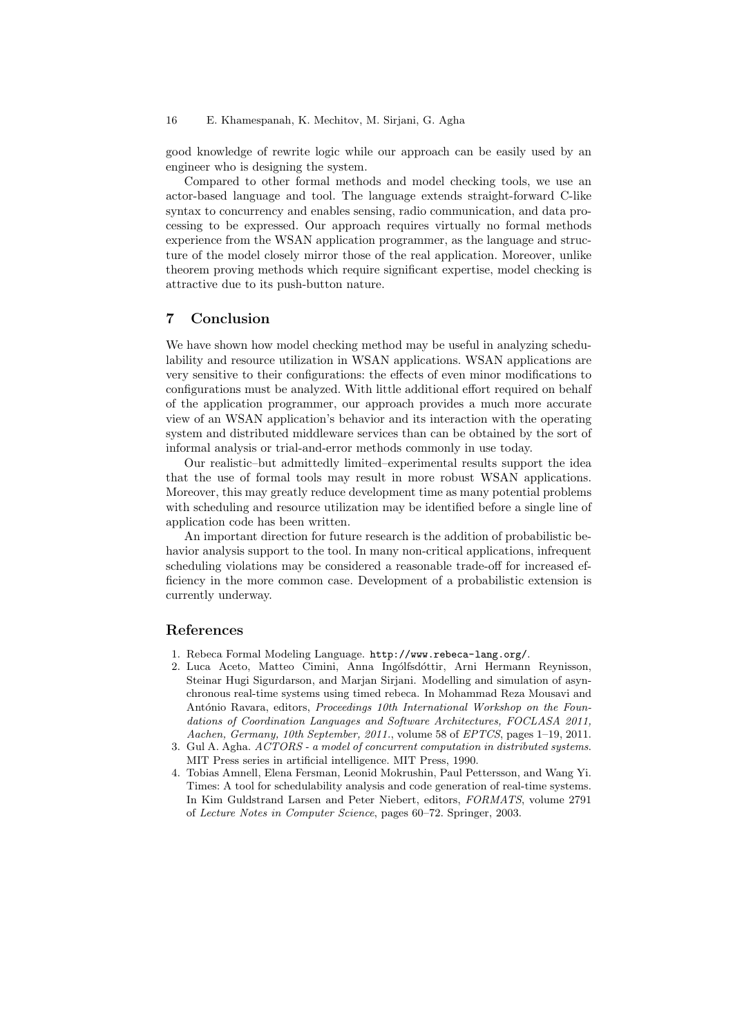good knowledge of rewrite logic while our approach can be easily used by an engineer who is designing the system.

Compared to other formal methods and model checking tools, we use an actor-based language and tool. The language extends straight-forward C-like syntax to concurrency and enables sensing, radio communication, and data processing to be expressed. Our approach requires virtually no formal methods experience from the WSAN application programmer, as the language and structure of the model closely mirror those of the real application. Moreover, unlike theorem proving methods which require significant expertise, model checking is attractive due to its push-button nature.

## 7 Conclusion

We have shown how model checking method may be useful in analyzing schedulability and resource utilization in WSAN applications. WSAN applications are very sensitive to their configurations: the effects of even minor modifications to configurations must be analyzed. With little additional effort required on behalf of the application programmer, our approach provides a much more accurate view of an WSAN application's behavior and its interaction with the operating system and distributed middleware services than can be obtained by the sort of informal analysis or trial-and-error methods commonly in use today.

Our realistic–but admittedly limited–experimental results support the idea that the use of formal tools may result in more robust WSAN applications. Moreover, this may greatly reduce development time as many potential problems with scheduling and resource utilization may be identified before a single line of application code has been written.

An important direction for future research is the addition of probabilistic behavior analysis support to the tool. In many non-critical applications, infrequent scheduling violations may be considered a reasonable trade-off for increased efficiency in the more common case. Development of a probabilistic extension is currently underway.

## References

1. Rebeca Formal Modeling Language. `http://www.rebeca-lang.org/`.
2. Luca Aceto, Matteo Cimini, Anna Ingólfsdóttir, Arni Hermann Reynisson, Steinar Hugi Sigurdarson, and Marjan Sirjani. Modelling and simulation of asynchronous real-time systems using timed rebeca. In Mohammad Reza Mousavi and António Ravara, editors, *Proceedings 10th International Workshop on the Foundations of Coordination Languages and Software Architectures, FOCLASA 2011, Aachen, Germany, 10th September, 2011.*, volume 58 of *EPTCS*, pages 1–19, 2011.
3. Gul A. Agha. *ACTORS - a model of concurrent computation in distributed systems*. MIT Press series in artificial intelligence. MIT Press, 1990.
4. Tobias Amnell, Elena Fersman, Leonid Mokrushin, Paul Pettersson, and Wang Yi. Times: A tool for schedulability analysis and code generation of real-time systems. In Kim Guldstrand Larsen and Peter Niebert, editors, *FORMATS*, volume 2791 of *Lecture Notes in Computer Science*, pages 60–72. Springer, 2003.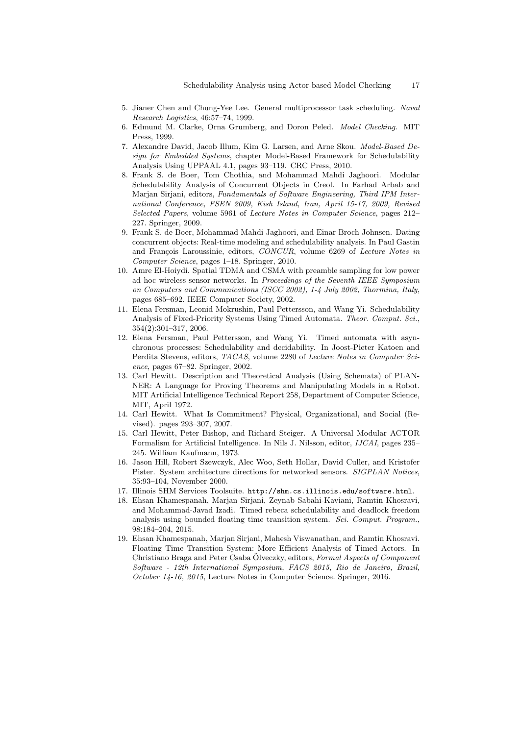5. Jianer Chen and Chung-Yee Lee. General multiprocessor task scheduling. *Naval Research Logistics*, 46:57–74, 1999.
6. Edmund M. Clarke, Orna Grumberg, and Doron Peled. *Model Checking*. MIT Press, 1999.
7. Alexandre David, Jacob Illum, Kim G. Larsen, and Arne Skou. *Model-Based Design for Embedded Systems*, chapter Model-Based Framework for Schedulability Analysis Using UPPAAL 4.1, pages 93–119. CRC Press, 2010.
8. Frank S. de Boer, Tom Chothia, and Mohammad Mahdi Jaghoori. Modular Schedulability Analysis of Concurrent Objects in Creol. In Farhad Arbab and Marjan Sirjani, editors, *Fundamentals of Software Engineering, Third IPM International Conference, FSEN 2009, Kish Island, Iran, April 15-17, 2009, Revised Selected Papers*, volume 5961 of *Lecture Notes in Computer Science*, pages 212–227. Springer, 2009.
9. Frank S. de Boer, Mohammad Mahdi Jaghoori, and Einar Broch Johnsen. Dating concurrent objects: Real-time modeling and schedulability analysis. In Paul Gastin and François Laroussinie, editors, *CONCUR*, volume 6269 of *Lecture Notes in Computer Science*, pages 1–18. Springer, 2010.
10. Amre El-Hoiydi. Spatial TDMA and CSMA with preamble sampling for low power ad hoc wireless sensor networks. In *Proceedings of the Seventh IEEE Symposium on Computers and Communications (ISCC 2002), 1-4 July 2002, Taormina, Italy*, pages 685–692. IEEE Computer Society, 2002.
11. Elena Fersman, Leonid Mokrushin, Paul Pettersson, and Wang Yi. Schedulability Analysis of Fixed-Priority Systems Using Timed Automata. *Theor. Comput. Sci.*, 354(2):301–317, 2006.
12. Elena Fersman, Paul Pettersson, and Wang Yi. Timed automata with asynchronous processes: Schedulability and decidability. In Joost-Pieter Katoen and Perdita Stevens, editors, *TACAS*, volume 2280 of *Lecture Notes in Computer Science*, pages 67–82. Springer, 2002.
13. Carl Hewitt. Description and Theoretical Analysis (Using Schemata) of PLANNER: A Language for Proving Theorems and Manipulating Models in a Robot. MIT Artificial Intelligence Technical Report 258, Department of Computer Science, MIT, April 1972.
14. Carl Hewitt. What Is Commitment? Physical, Organizational, and Social (Revised). pages 293–307, 2007.
15. Carl Hewitt, Peter Bishop, and Richard Steiger. A Universal Modular ACTOR Formalism for Artificial Intelligence. In Nils J. Nilsson, editor, *IJCAI*, pages 235–245. William Kaufmann, 1973.
16. Jason Hill, Robert Szewczyk, Alec Woo, Seth Hollar, David Culler, and Kristofer Pister. System architecture directions for networked sensors. *SIGPLAN Notices*, 35:93–104, November 2000.
17. Illinois SHM Services Toolsuite. `http://shm.cs.illinois.edu/software.html`.
18. Ehsan Khamespanah, Marjan Sirjani, Zeynab Sabahi-Kaviani, Ramtin Khosravi, and Mohammad-Javad Izadi. Timed rebeca schedulability and deadlock freedom analysis using bounded floating time transition system. *Sci. Comput. Program.*, 98:184–204, 2015.
19. Ehsan Khamespanah, Marjan Sirjani, Mahesh Viswanathan, and Ramtin Khosravi. Floating Time Transition System: More Efficient Analysis of Timed Actors. In Christiano Braga and Peter Csaba Ölveczky, editors, *Formal Aspects of Component Software - 12th International Symposium, FACS 2015, Rio de Janeiro, Brazil, October 14-16, 2015*, Lecture Notes in Computer Science. Springer, 2016.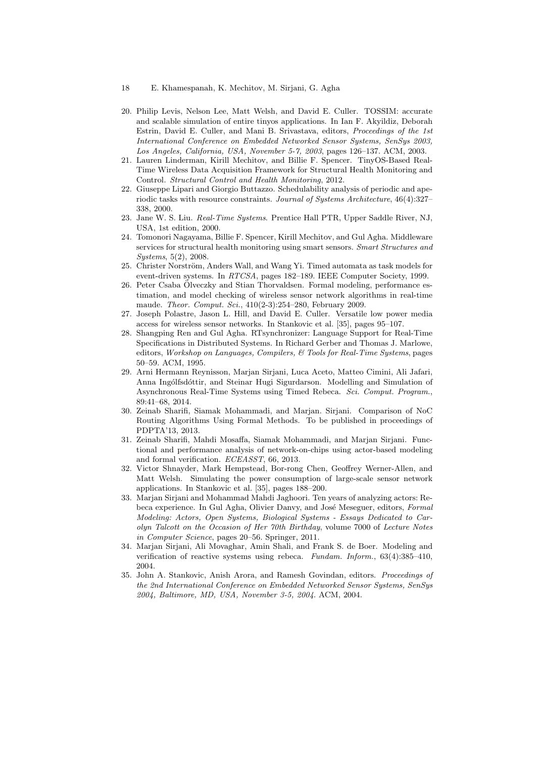20. Philip Levis, Nelson Lee, Matt Welsh, and David E. Culler. TOSSIM: accurate and scalable simulation of entire tinyos applications. In Ian F. Akyildiz, Deborah Estrin, David E. Culler, and Mani B. Srivastava, editors, *Proceedings of the 1st International Conference on Embedded Networked Sensor Systems, SenSys 2003, Los Angeles, California, USA, November 5-7, 2003*, pages 126–137. ACM, 2003.
21. Lauren Linderman, Kirill Mechitov, and Billie F. Spencer. TinyOS-Based Real-Time Wireless Data Acquisition Framework for Structural Health Monitoring and Control. *Structural Control and Health Monitoring*, 2012.
22. Giuseppe Lipari and Giorgio Buttazzo. Schedulability analysis of periodic and aperiodic tasks with resource constraints. *Journal of Systems Architecture*, 46(4):327–338, 2000.
23. Jane W. S. Liu. *Real-Time Systems*. Prentice Hall PTR, Upper Saddle River, NJ, USA, 1st edition, 2000.
24. Tomonori Nagayama, Billie F. Spencer, Kirill Mechitov, and Gul Agha. Middleware services for structural health monitoring using smart sensors. *Smart Structures and Systems*, 5(2), 2008.
25. Christer Norström, Anders Wall, and Wang Yi. Timed automata as task models for event-driven systems. In *RTCSA*, pages 182–189. IEEE Computer Society, 1999.
26. Peter Csaba Ölveczky and Stian Thorvaldsen. Formal modeling, performance estimation, and model checking of wireless sensor network algorithms in real-time maude. *Theor. Comput. Sci.*, 410(2-3):254–280, February 2009.
27. Joseph Polastre, Jason L. Hill, and David E. Culler. Versatile low power media access for wireless sensor networks. In Stankovic et al. [35], pages 95–107.
28. Shangping Ren and Gul Agha. RTsynchronizer: Language Support for Real-Time Specifications in Distributed Systems. In Richard Gerber and Thomas J. Marlowe, editors, *Workshop on Languages, Compilers, & Tools for Real-Time Systems*, pages 50–59. ACM, 1995.
29. Arni Hermann Reynisson, Marjan Sirjani, Luca Aceto, Matteo Cimini, Ali Jafari, Anna Ingólfsdóttir, and Steinar Hugi Sigurdarson. Modelling and Simulation of Asynchronous Real-Time Systems using Timed Rebeca. *Sci. Comput. Program.*, 89:41–68, 2014.
30. Zeinab Sharifi, Siamak Mohammadi, and Marjan. Sirjani. Comparison of NoC Routing Algorithms Using Formal Methods. To be published in proceedings of PDPTA'13, 2013.
31. Zeinab Sharifi, Mahdi Mosaffa, Siamak Mohammadi, and Marjan Sirjani. Functional and performance analysis of network-on-chips using actor-based modeling and formal verification. *ECEASST*, 66, 2013.
32. Victor Shnayder, Mark Hempstead, Bor-rong Chen, Geoffrey Werner-Allen, and Matt Welsh. Simulating the power consumption of large-scale sensor network applications. In Stankovic et al. [35], pages 188–200.
33. Marjan Sirjani and Mohammad Mahdi Jaghoori. Ten years of analyzing actors: Rebeca experience. In Gul Agha, Olivier Danvy, and José Meseguer, editors, *Formal Modeling: Actors, Open Systems, Biological Systems - Essays Dedicated to Carolyn Talcott on the Occasion of Her 70th Birthday*, volume 7000 of *Lecture Notes in Computer Science*, pages 20–56. Springer, 2011.
34. Marjan Sirjani, Ali Movaghar, Amin Shali, and Frank S. de Boer. Modeling and verification of reactive systems using rebeca. *Fundam. Inform.*, 63(4):385–410, 2004.
35. John A. Stankovic, Anish Arora, and Ramesh Govindan, editors. *Proceedings of the 2nd International Conference on Embedded Networked Sensor Systems, SenSys 2004, Baltimore, MD, USA, November 3-5, 2004*. ACM, 2004.